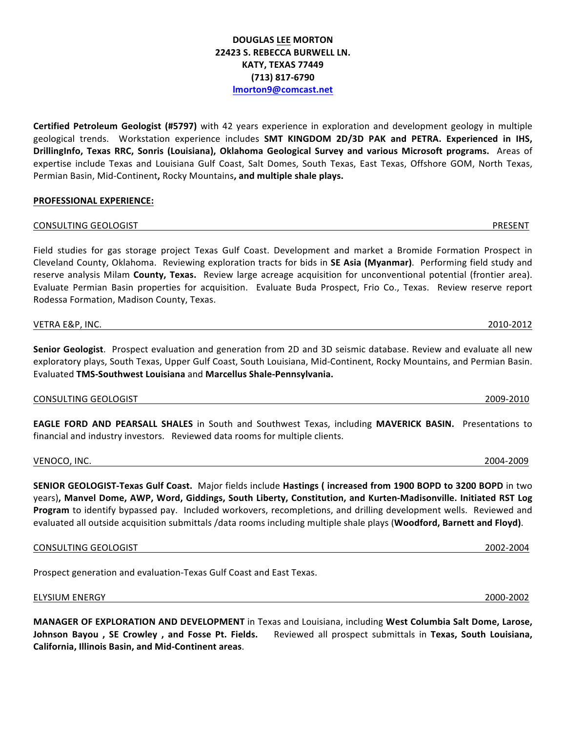**DOUGLAS LEE MORTON**
**22423 S. REBECCA BURWELL LN.**
**KATY, TEXAS 77449**
**(713) 817-6790**
**lmorton9@comcast.net**

**Certified Petroleum Geologist (#5797)** with 42 years experience in exploration and development geology in multiple geological trends. Workstation experience includes **SMT KINGDOM 2D/3D PAK and PETRA. Experienced in IHS, DrillingInfo, Texas RRC, Sonris (Louisiana), Oklahoma Geological Survey and various Microsoft programs.** Areas of expertise include Texas and Louisiana Gulf Coast, Salt Domes, South Texas, East Texas, Offshore GOM, North Texas, Permian Basin, Mid-Continent**,** Rocky Mountains**, and multiple shale plays.**

## PROFESSIONAL EXPERIENCE:

CONSULTING GEOLOGIST — PRESENT

Field studies for gas storage project Texas Gulf Coast. Development and market a Bromide Formation Prospect in Cleveland County, Oklahoma. Reviewing exploration tracts for bids in **SE Asia (Myanmar)**. Performing field study and reserve analysis Milam **County, Texas.** Review large acreage acquisition for unconventional potential (frontier area). Evaluate Permian Basin properties for acquisition. Evaluate Buda Prospect, Frio Co., Texas. Review reserve report Rodessa Formation, Madison County, Texas.

VETRA E&P, INC. — 2010-2012

**Senior Geologist**. Prospect evaluation and generation from 2D and 3D seismic database. Review and evaluate all new exploratory plays, South Texas, Upper Gulf Coast, South Louisiana, Mid-Continent, Rocky Mountains, and Permian Basin. Evaluated **TMS-Southwest Louisiana** and **Marcellus Shale-Pennsylvania.**

CONSULTING GEOLOGIST — 2009-2010

**EAGLE FORD AND PEARSALL SHALES** in South and Southwest Texas, including **MAVERICK BASIN.** Presentations to financial and industry investors. Reviewed data rooms for multiple clients.

VENOCO, INC. — 2004-2009

**SENIOR GEOLOGIST-Texas Gulf Coast.** Major fields include **Hastings ( increased from 1900 BOPD to 3200 BOPD** in two years)**, Manvel Dome, AWP, Word, Giddings, South Liberty, Constitution, and Kurten-Madisonville. Initiated RST Log Program** to identify bypassed pay. Included workovers, recompletions, and drilling development wells. Reviewed and evaluated all outside acquisition submittals /data rooms including multiple shale plays (**Woodford, Barnett and Floyd)**.

CONSULTING GEOLOGIST — 2002-2004

Prospect generation and evaluation-Texas Gulf Coast and East Texas.

ELYSIUM ENERGY — 2000-2002

**MANAGER OF EXPLORATION AND DEVELOPMENT** in Texas and Louisiana, including **West Columbia Salt Dome, Larose, Johnson Bayou , SE Crowley , and Fosse Pt. Fields.** Reviewed all prospect submittals in **Texas, South Louisiana, California, Illinois Basin, and Mid-Continent areas**.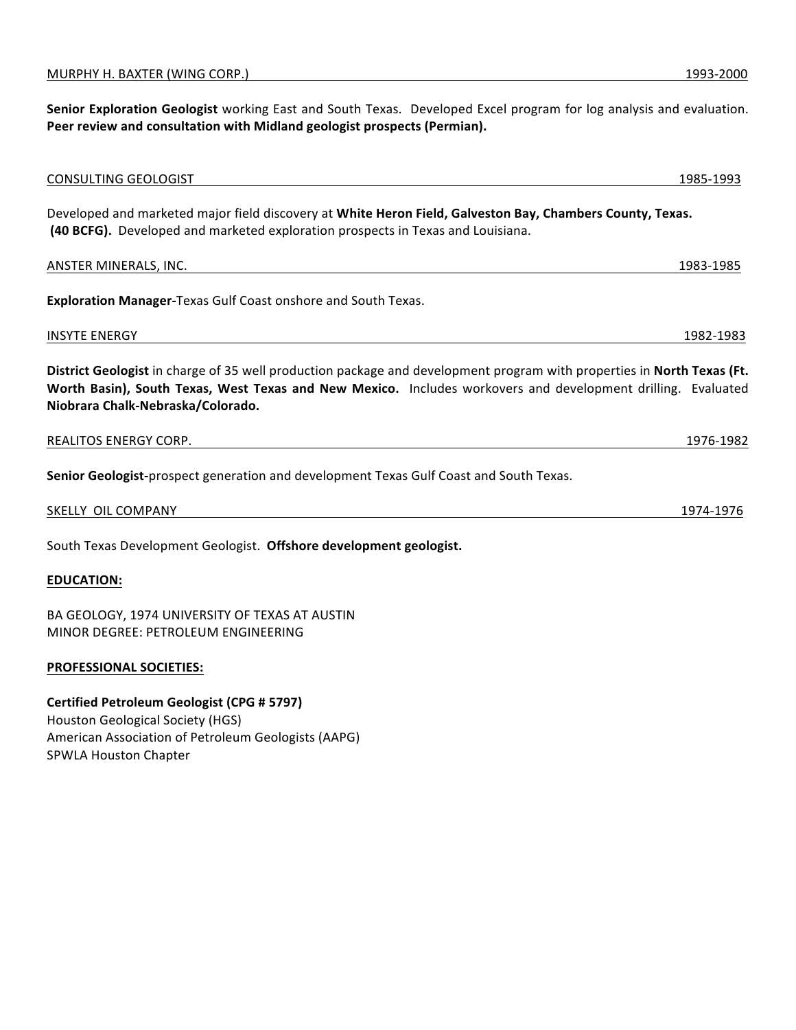MURPHY H. BAXTER (WING CORP.) 1993-2000

**Senior Exploration Geologist** working East and South Texas. Developed Excel program for log analysis and evaluation. **Peer review and consultation with Midland geologist prospects (Permian).**

CONSULTING GEOLOGIST 1985-1993

Developed and marketed major field discovery at **White Heron Field, Galveston Bay, Chambers County, Texas. (40 BCFG).** Developed and marketed exploration prospects in Texas and Louisiana.

ANSTER MINERALS, INC. 1983-1985

**Exploration Manager-**Texas Gulf Coast onshore and South Texas.

INSYTE ENERGY 1982-1983

**District Geologist** in charge of 35 well production package and development program with properties in **North Texas (Ft. Worth Basin), South Texas, West Texas and New Mexico.** Includes workovers and development drilling. Evaluated **Niobrara Chalk-Nebraska/Colorado.**

REALITOS ENERGY CORP. 1976-1982

**Senior Geologist-**prospect generation and development Texas Gulf Coast and South Texas.

SKELLY OIL COMPANY 1974-1976

South Texas Development Geologist. **Offshore development geologist.**

**EDUCATION:**

BA GEOLOGY, 1974 UNIVERSITY OF TEXAS AT AUSTIN
MINOR DEGREE: PETROLEUM ENGINEERING

**PROFESSIONAL SOCIETIES:**

**Certified Petroleum Geologist (CPG # 5797)**
Houston Geological Society (HGS)
American Association of Petroleum Geologists (AAPG)
SPWLA Houston Chapter